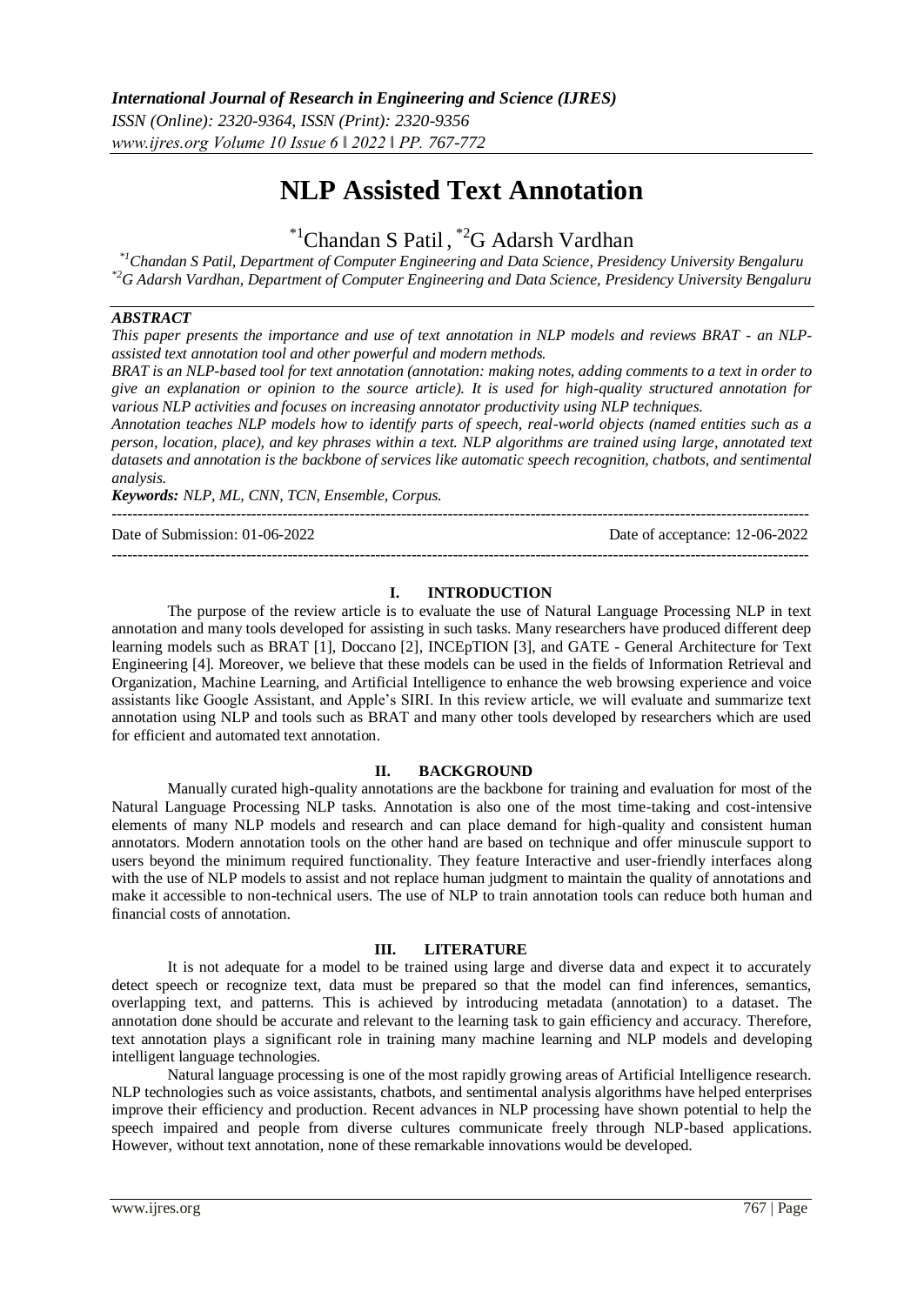# NLP Assisted Text Annotation

[*1]Chandan S Patil , [*2]G Adarsh Vardhan

*[*1]Chandan S Patil, Department of Computer Engineering and Data Science, Presidency University Bengaluru*
*[*2]G Adarsh Vardhan, Department of Computer Engineering and Data Science, Presidency University Bengaluru*

## *ABSTRACT*

*This paper presents the importance and use of text annotation in NLP models and reviews BRAT - an NLP-assisted text annotation tool and other powerful and modern methods.*

*BRAT is an NLP-based tool for text annotation (annotation: making notes, adding comments to a text in order to give an explanation or opinion to the source article). It is used for high-quality structured annotation for various NLP activities and focuses on increasing annotator productivity using NLP techniques.*

*Annotation teaches NLP models how to identify parts of speech, real-world objects (named entities such as a person, location, place), and key phrases within a text. NLP algorithms are trained using large, annotated text datasets and annotation is the backbone of services like automatic speech recognition, chatbots, and sentimental analysis.*

***Keywords:** NLP, ML, CNN, TCN, Ensemble, Corpus.*

---

Date of Submission: 01-06-2022 | Date of acceptance: 12-06-2022

---

## I. INTRODUCTION

The purpose of the review article is to evaluate the use of Natural Language Processing NLP in text annotation and many tools developed for assisting in such tasks. Many researchers have produced different deep learning models such as BRAT [1], Doccano [2], INCEpTION [3], and GATE - General Architecture for Text Engineering [4]. Moreover, we believe that these models can be used in the fields of Information Retrieval and Organization, Machine Learning, and Artificial Intelligence to enhance the web browsing experience and voice assistants like Google Assistant, and Apple's SIRI. In this review article, we will evaluate and summarize text annotation using NLP and tools such as BRAT and many other tools developed by researchers which are used for efficient and automated text annotation.

## II. BACKGROUND

Manually curated high-quality annotations are the backbone for training and evaluation for most of the Natural Language Processing NLP tasks. Annotation is also one of the most time-taking and cost-intensive elements of many NLP models and research and can place demand for high-quality and consistent human annotators. Modern annotation tools on the other hand are based on technique and offer minuscule support to users beyond the minimum required functionality. They feature Interactive and user-friendly interfaces along with the use of NLP models to assist and not replace human judgment to maintain the quality of annotations and make it accessible to non-technical users. The use of NLP to train annotation tools can reduce both human and financial costs of annotation.

## III. LITERATURE

It is not adequate for a model to be trained using large and diverse data and expect it to accurately detect speech or recognize text, data must be prepared so that the model can find inferences, semantics, overlapping text, and patterns. This is achieved by introducing metadata (annotation) to a dataset. The annotation done should be accurate and relevant to the learning task to gain efficiency and accuracy. Therefore, text annotation plays a significant role in training many machine learning and NLP models and developing intelligent language technologies.

Natural language processing is one of the most rapidly growing areas of Artificial Intelligence research. NLP technologies such as voice assistants, chatbots, and sentimental analysis algorithms have helped enterprises improve their efficiency and production. Recent advances in NLP processing have shown potential to help the speech impaired and people from diverse cultures communicate freely through NLP-based applications. However, without text annotation, none of these remarkable innovations would be developed.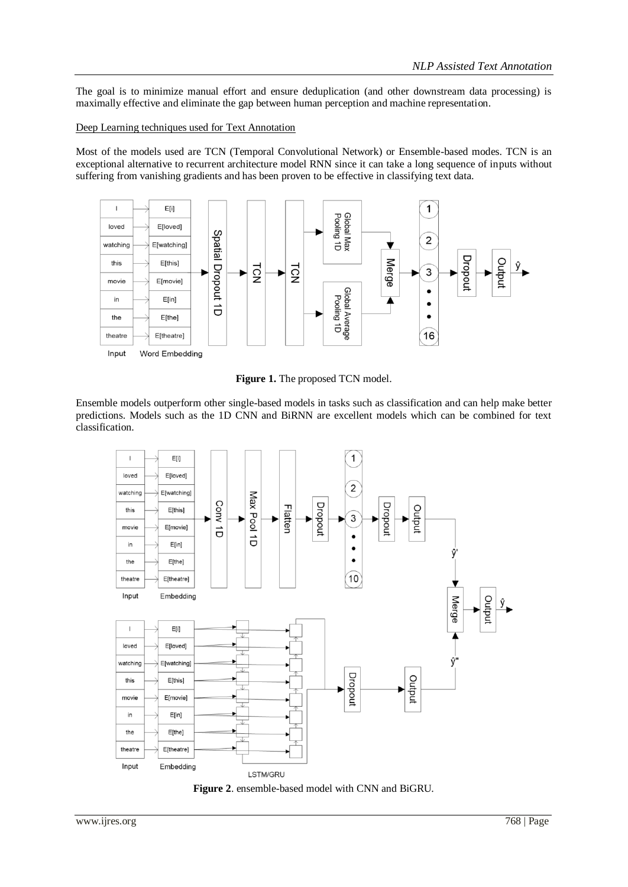The goal is to minimize manual effort and ensure deduplication (and other downstream data processing) is maximally effective and eliminate the gap between human perception and machine representation.

Deep Learning techniques used for Text Annotation

Most of the models used are TCN (Temporal Convolutional Network) or Ensemble-based modes. TCN is an exceptional alternative to recurrent architecture model RNN since it can take a long sequence of inputs without suffering from vanishing gradients and has been proven to be effective in classifying text data.

**Figure 1.** The proposed TCN model.

Ensemble models outperform other single-based models in tasks such as classification and can help make better predictions. Models such as the 1D CNN and BiRNN are excellent models which can be combined for text classification.

**Figure 2**. ensemble-based model with CNN and BiGRU.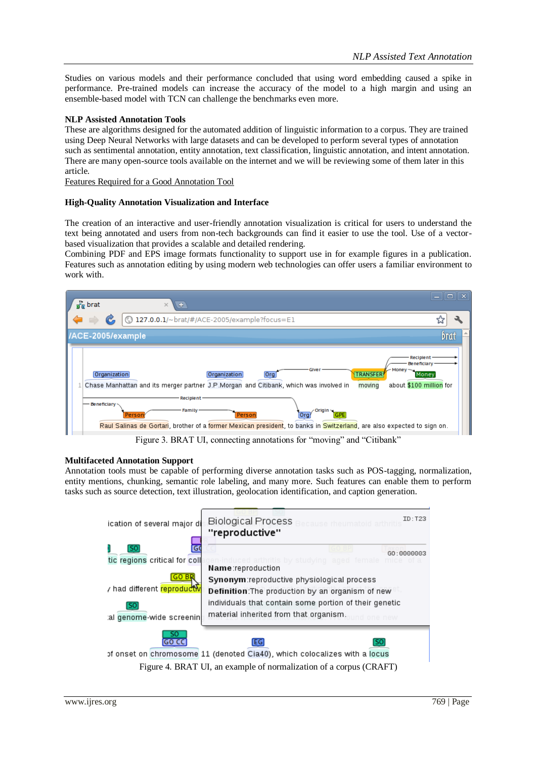Studies on various models and their performance concluded that using word embedding caused a spike in performance. Pre-trained models can increase the accuracy of the model to a high margin and using an ensemble-based model with TCN can challenge the benchmarks even more.

**NLP Assisted Annotation Tools**

These are algorithms designed for the automated addition of linguistic information to a corpus. They are trained using Deep Neural Networks with large datasets and can be developed to perform several types of annotation such as sentimental annotation, entity annotation, text classification, linguistic annotation, and intent annotation. There are many open-source tools available on the internet and we will be reviewing some of them later in this article.

Features Required for a Good Annotation Tool

**High-Quality Annotation Visualization and Interface**

The creation of an interactive and user-friendly annotation visualization is critical for users to understand the text being annotated and users from non-tech backgrounds can find it easier to use the tool. Use of a vector-based visualization that provides a scalable and detailed rendering.

Combining PDF and EPS image formats functionality to support use in for example figures in a publication. Features such as annotation editing by using modern web technologies can offer users a familiar environment to work with.

Figure 3. BRAT UI, connecting annotations for "moving" and "Citibank"

**Multifaceted Annotation Support**

Annotation tools must be capable of performing diverse annotation tasks such as POS-tagging, normalization, entity mentions, chunking, semantic role labeling, and many more. Such features can enable them to perform tasks such as source detection, text illustration, geolocation identification, and caption generation.

Figure 4. BRAT UI, an example of normalization of a corpus (CRAFT)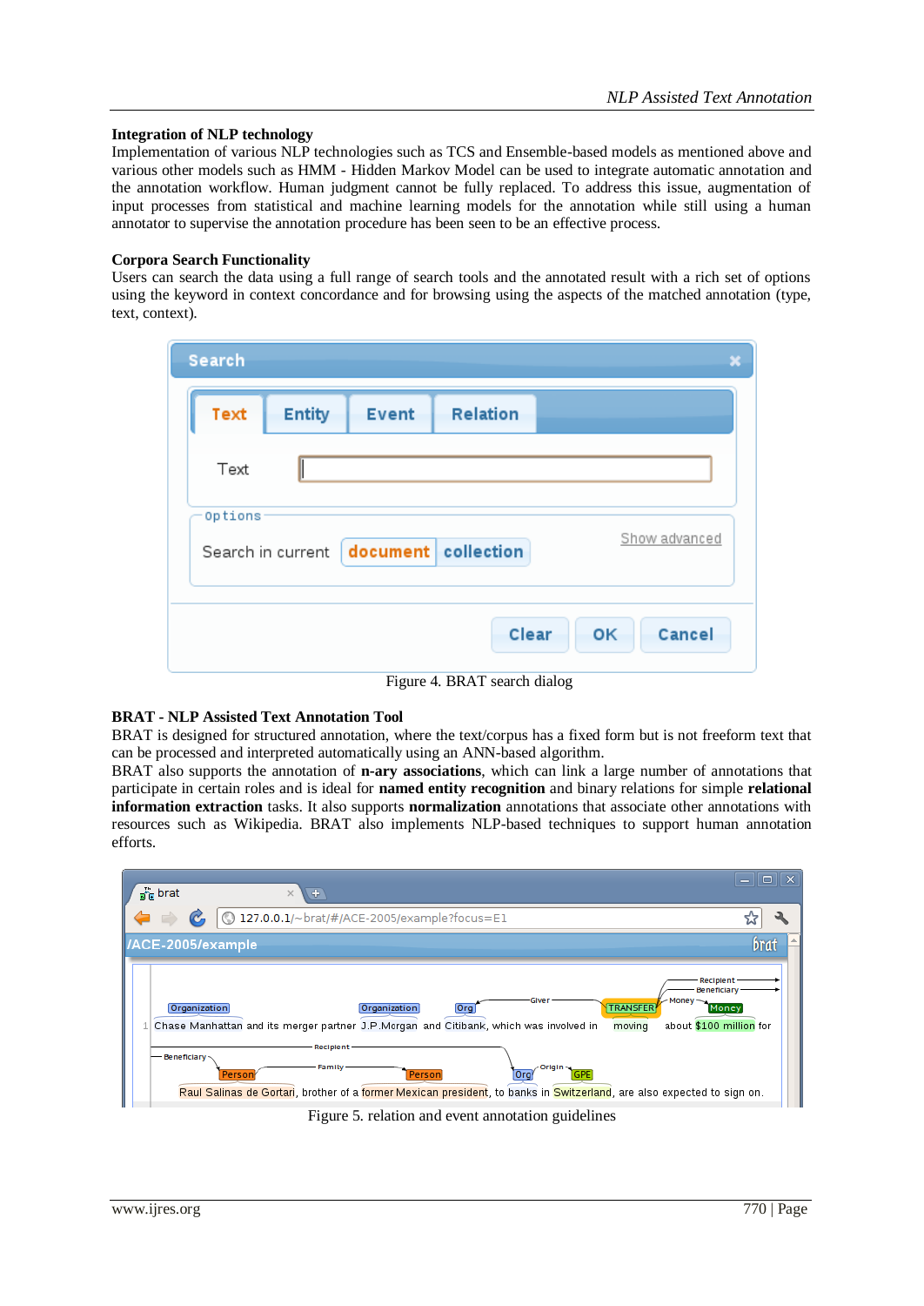### Integration of NLP technology

Implementation of various NLP technologies such as TCS and Ensemble-based models as mentioned above and various other models such as HMM - Hidden Markov Model can be used to integrate automatic annotation and the annotation workflow. Human judgment cannot be fully replaced. To address this issue, augmentation of input processes from statistical and machine learning models for the annotation while still using a human annotator to supervise the annotation procedure has been seen to be an effective process.

### Corpora Search Functionality

Users can search the data using a full range of search tools and the annotated result with a rich set of options using the keyword in context concordance and for browsing using the aspects of the matched annotation (type, text, context).

Figure 4. BRAT search dialog

### BRAT - NLP Assisted Text Annotation Tool

BRAT is designed for structured annotation, where the text/corpus has a fixed form but is not freeform text that can be processed and interpreted automatically using an ANN-based algorithm.

BRAT also supports the annotation of **n-ary associations**, which can link a large number of annotations that participate in certain roles and is ideal for **named entity recognition** and binary relations for simple **relational information extraction** tasks. It also supports **normalization** annotations that associate other annotations with resources such as Wikipedia. BRAT also implements NLP-based techniques to support human annotation efforts.

Figure 5. relation and event annotation guidelines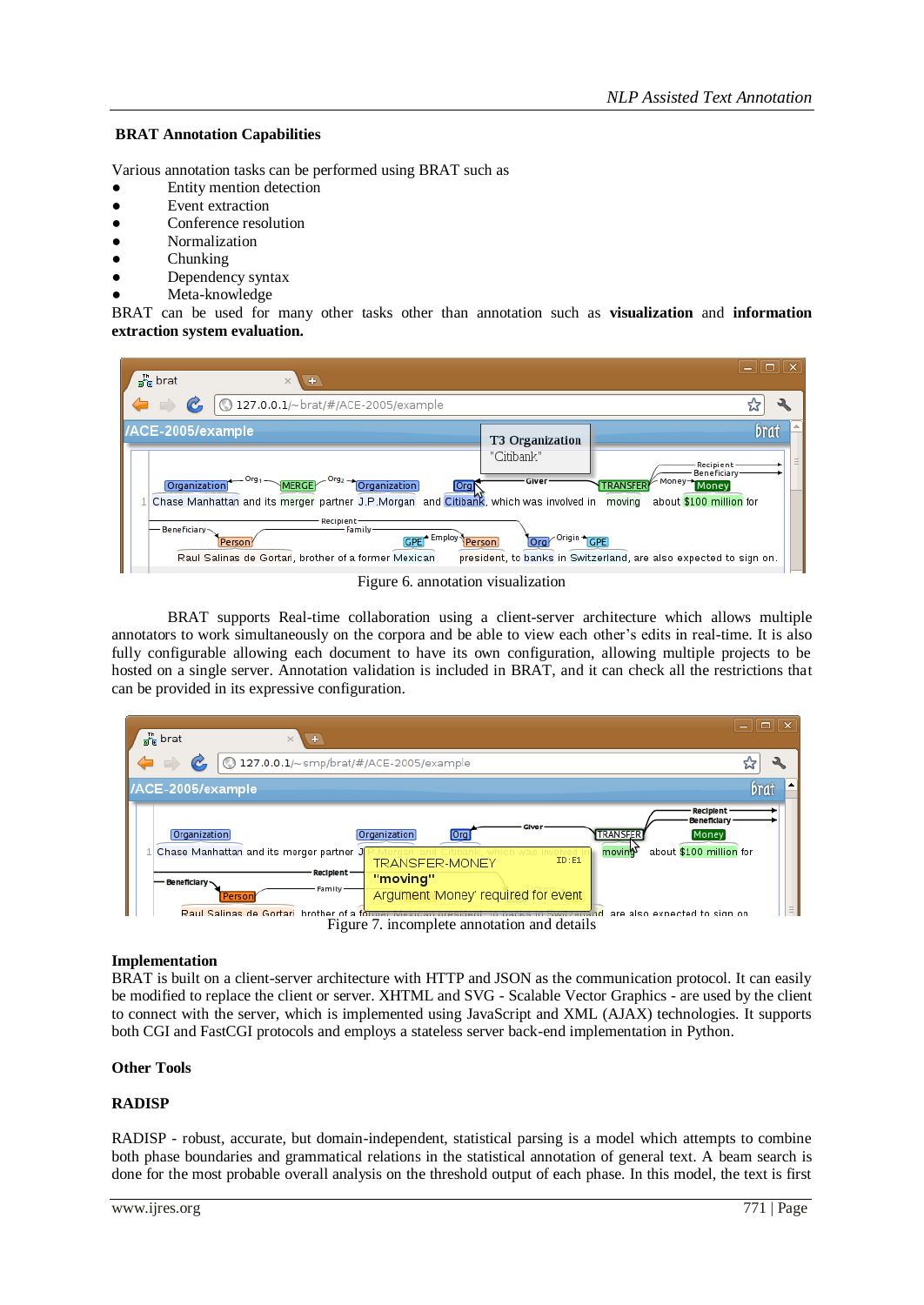**BRAT Annotation Capabilities**

Various annotation tasks can be performed using BRAT such as

- Entity mention detection
- Event extraction
- Conference resolution
- Normalization
- Chunking
- Dependency syntax
- Meta-knowledge

BRAT can be used for many other tasks other than annotation such as **visualization** and **information extraction system evaluation.**

Figure 6. annotation visualization

BRAT supports Real-time collaboration using a client-server architecture which allows multiple annotators to work simultaneously on the corpora and be able to view each other's edits in real-time. It is also fully configurable allowing each document to have its own configuration, allowing multiple projects to be hosted on a single server. Annotation validation is included in BRAT, and it can check all the restrictions that can be provided in its expressive configuration.

Figure 7. incomplete annotation and details

**Implementation**

BRAT is built on a client-server architecture with HTTP and JSON as the communication protocol. It can easily be modified to replace the client or server. XHTML and SVG - Scalable Vector Graphics - are used by the client to connect with the server, which is implemented using JavaScript and XML (AJAX) technologies. It supports both CGI and FastCGI protocols and employs a stateless server back-end implementation in Python.

**Other Tools**

**RADISP**

RADISP - robust, accurate, but domain-independent, statistical parsing is a model which attempts to combine both phase boundaries and grammatical relations in the statistical annotation of general text. A beam search is done for the most probable overall analysis on the threshold output of each phase. In this model, the text is first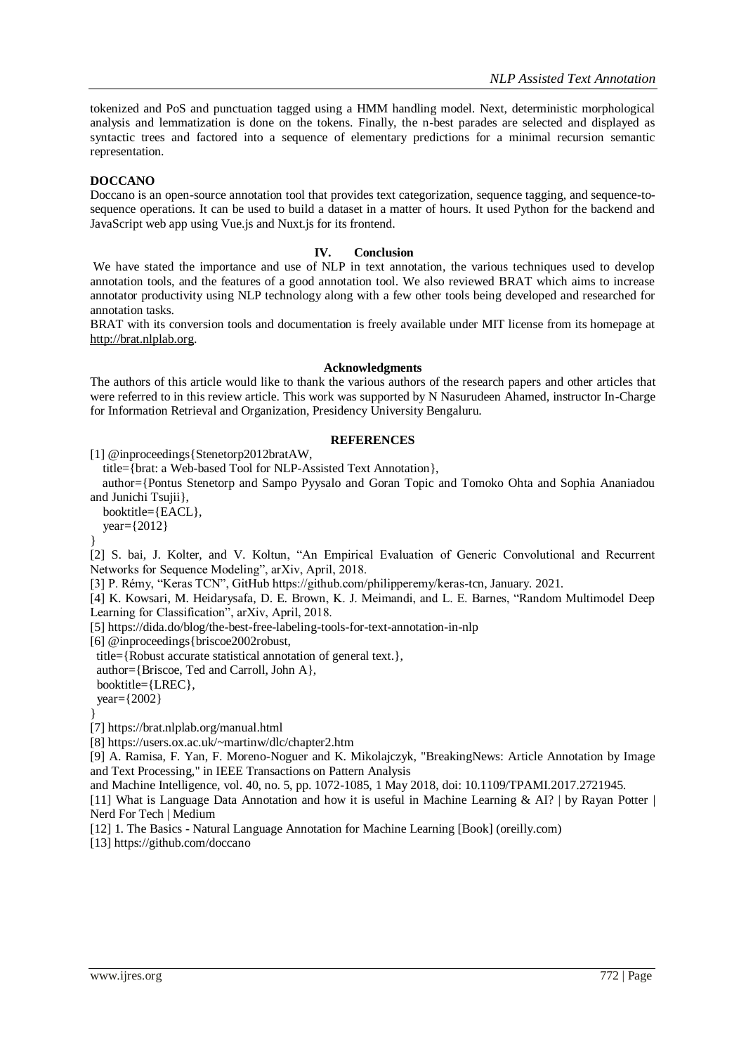tokenized and PoS and punctuation tagged using a HMM handling model. Next, deterministic morphological analysis and lemmatization is done on the tokens. Finally, the n-best parades are selected and displayed as syntactic trees and factored into a sequence of elementary predictions for a minimal recursion semantic representation.

**DOCCANO**

Doccano is an open-source annotation tool that provides text categorization, sequence tagging, and sequence-to-sequence operations. It can be used to build a dataset in a matter of hours. It used Python for the backend and JavaScript web app using Vue.js and Nuxt.js for its frontend.

## IV. Conclusion

We have stated the importance and use of NLP in text annotation, the various techniques used to develop annotation tools, and the features of a good annotation tool. We also reviewed BRAT which aims to increase annotator productivity using NLP technology along with a few other tools being developed and researched for annotation tasks.

BRAT with its conversion tools and documentation is freely available under MIT license from its homepage at http://brat.nlplab.org.

## Acknowledgments

The authors of this article would like to thank the various authors of the research papers and other articles that were referred to in this review article. This work was supported by N Nasurudeen Ahamed, instructor In-Charge for Information Retrieval and Organization, Presidency University Bengaluru.

## REFERENCES

[1] @inproceedings{Stenetorp2012bratAW,
title={brat: a Web-based Tool for NLP-Assisted Text Annotation},
author={Pontus Stenetorp and Sampo Pyysalo and Goran Topic and Tomoko Ohta and Sophia Ananiadou and Junichi Tsujii},
booktitle={EACL},
year={2012}
}

[2] S. bai, J. Kolter, and V. Koltun, "An Empirical Evaluation of Generic Convolutional and Recurrent Networks for Sequence Modeling", arXiv, April, 2018.

[3] P. Rémy, "Keras TCN", GitHub https://github.com/philipperemy/keras-tcn, January. 2021.

[4] K. Kowsari, M. Heidarysafa, D. E. Brown, K. J. Meimandi, and L. E. Barnes, "Random Multimodel Deep Learning for Classification", arXiv, April, 2018.

[5] https://dida.do/blog/the-best-free-labeling-tools-for-text-annotation-in-nlp

[6] @inproceedings{briscoe2002robust,
title={Robust accurate statistical annotation of general text.},
author={Briscoe, Ted and Carroll, John A},
booktitle={LREC},
year={2002}
}

[7] https://brat.nlplab.org/manual.html

[8] https://users.ox.ac.uk/~martinw/dlc/chapter2.htm

[9] A. Ramisa, F. Yan, F. Moreno-Noguer and K. Mikolajczyk, "BreakingNews: Article Annotation by Image and Text Processing," in IEEE Transactions on Pattern Analysis
and Machine Intelligence, vol. 40, no. 5, pp. 1072-1085, 1 May 2018, doi: 10.1109/TPAMI.2017.2721945.

[11] What is Language Data Annotation and how it is useful in Machine Learning & AI? | by Rayan Potter | Nerd For Tech | Medium

[12] 1. The Basics - Natural Language Annotation for Machine Learning [Book] (oreilly.com)

[13] https://github.com/doccano